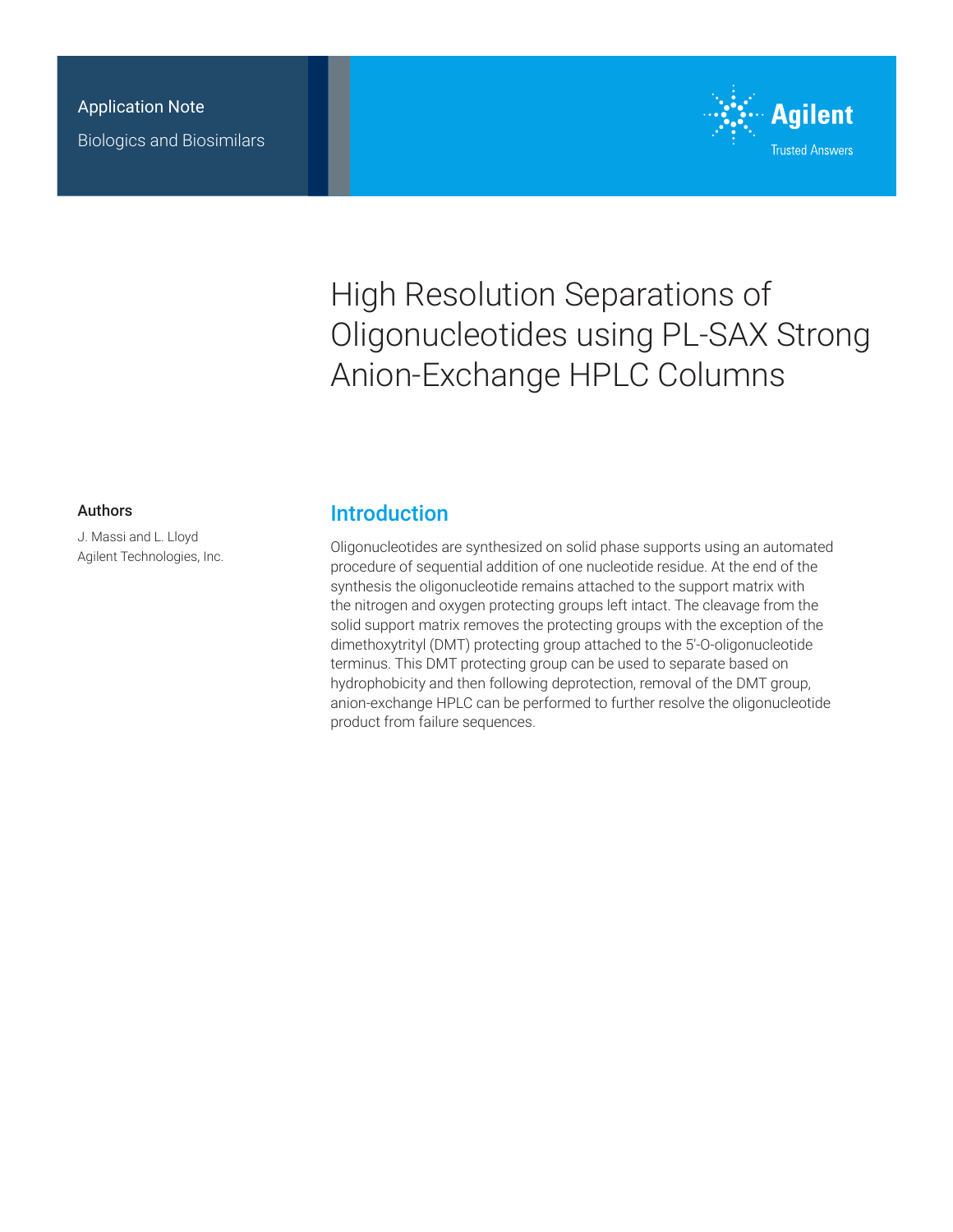Application Note

Biologics and Biosimilars

# High Resolution Separations of Oligonucleotides using PL-SAX Strong Anion-Exchange HPLC Columns

## Authors

J. Massi and L. Lloyd
Agilent Technologies, Inc.

## Introduction

Oligonucleotides are synthesized on solid phase supports using an automated procedure of sequential addition of one nucleotide residue. At the end of the synthesis the oligonucleotide remains attached to the support matrix with the nitrogen and oxygen protecting groups left intact. The cleavage from the solid support matrix removes the protecting groups with the exception of the dimethoxytrityl (DMT) protecting group attached to the 5'-O-oligonucleotide terminus. This DMT protecting group can be used to separate based on hydrophobicity and then following deprotection, removal of the DMT group, anion-exchange HPLC can be performed to further resolve the oligonucleotide product from failure sequences.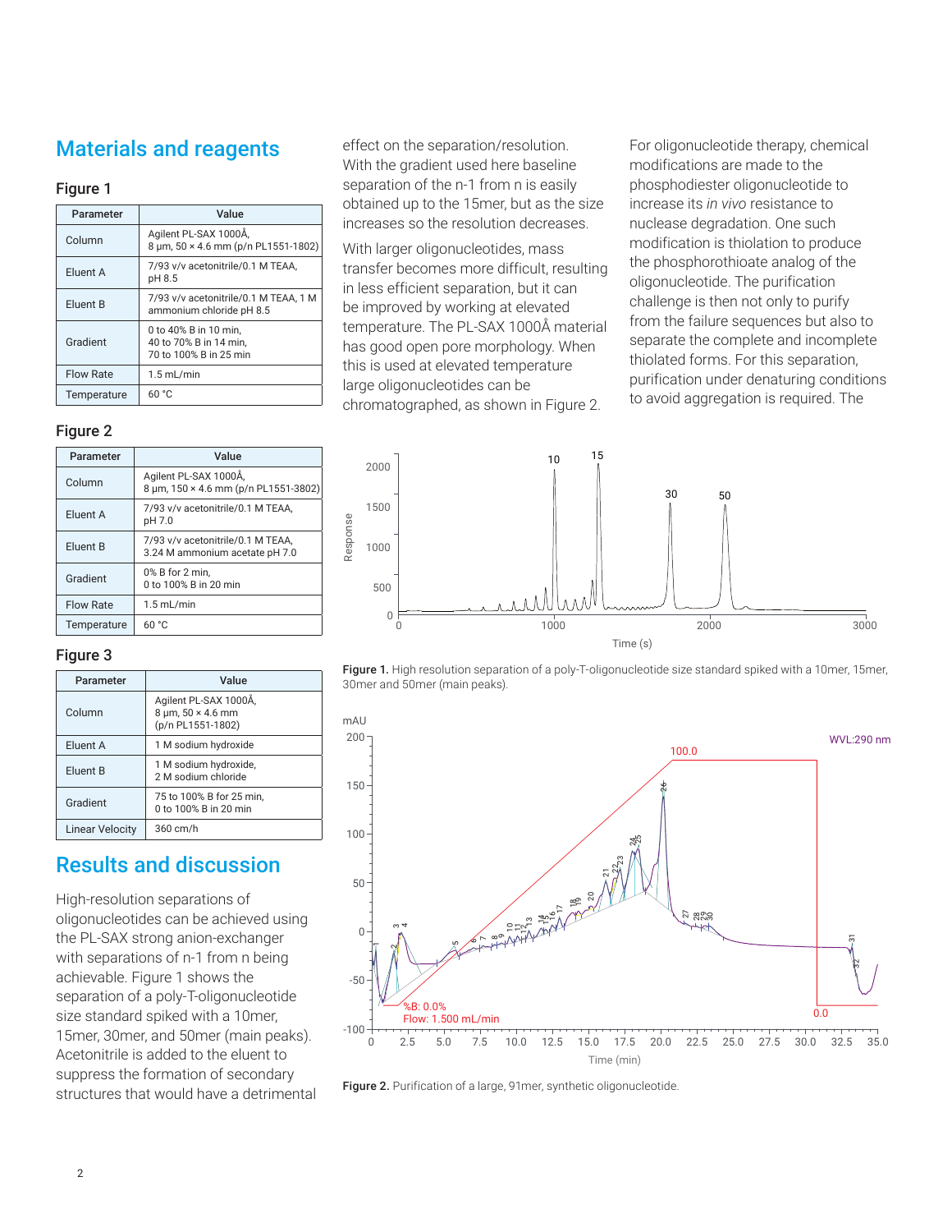## Materials and reagents

### Figure 1

| Parameter | Value |
|---|---|
| Column | Agilent PL-SAX 1000Å, 8 µm, 50 × 4.6 mm (p/n PL1551-1802) |
| Eluent A | 7/93 v/v acetonitrile/0.1 M TEAA, pH 8.5 |
| Eluent B | 7/93 v/v acetonitrile/0.1 M TEAA, 1 M ammonium chloride pH 8.5 |
| Gradient | 0 to 40% B in 10 min, 40 to 70% B in 14 min, 70 to 100% B in 25 min |
| Flow Rate | 1.5 mL/min |
| Temperature | 60 °C |

### Figure 2

| Parameter | Value |
|---|---|
| Column | Agilent PL-SAX 1000Å, 8 µm, 150 × 4.6 mm (p/n PL1551-3802) |
| Eluent A | 7/93 v/v acetonitrile/0.1 M TEAA, pH 7.0 |
| Eluent B | 7/93 v/v acetonitrile/0.1 M TEAA, 3.24 M ammonium acetate pH 7.0 |
| Gradient | 0% B for 2 min, 0 to 100% B in 20 min |
| Flow Rate | 1.5 mL/min |
| Temperature | 60 °C |

### Figure 3

| Parameter | Value |
|---|---|
| Column | Agilent PL-SAX 1000Å, 8 µm, 50 × 4.6 mm (p/n PL1551-1802) |
| Eluent A | 1 M sodium hydroxide |
| Eluent B | 1 M sodium hydroxide, 2 M sodium chloride |
| Gradient | 75 to 100% B for 25 min, 0 to 100% B in 20 min |
| Linear Velocity | 360 cm/h |

## Results and discussion

High-resolution separations of oligonucleotides can be achieved using the PL-SAX strong anion-exchanger with separations of n-1 from n being achievable. Figure 1 shows the separation of a poly-T-oligonucleotide size standard spiked with a 10mer, 15mer, 30mer, and 50mer (main peaks). Acetonitrile is added to the eluent to suppress the formation of secondary structures that would have a detrimental effect on the separation/resolution. With the gradient used here baseline separation of the n-1 from n is easily obtained up to the 15mer, but as the size increases so the resolution decreases.

With larger oligonucleotides, mass transfer becomes more difficult, resulting in less efficient separation, but it can be improved by working at elevated temperature. The PL-SAX 1000Å material has good open pore morphology. When this is used at elevated temperature large oligonucleotides can be chromatographed, as shown in Figure 2.

For oligonucleotide therapy, chemical modifications are made to the phosphodiester oligonucleotide to increase its *in vivo* resistance to nuclease degradation. One such modification is thiolation to produce the phosphorothioate analog of the oligonucleotide. The purification challenge is then not only to purify from the failure sequences but also to separate the complete and incomplete thiolated forms. For this separation, purification under denaturing conditions to avoid aggregation is required. The

**Figure 1.** High resolution separation of a poly-T-oligonucleotide size standard spiked with a 10mer, 15mer, 30mer and 50mer (main peaks).

**Figure 2.** Purification of a large, 91mer, synthetic oligonucleotide.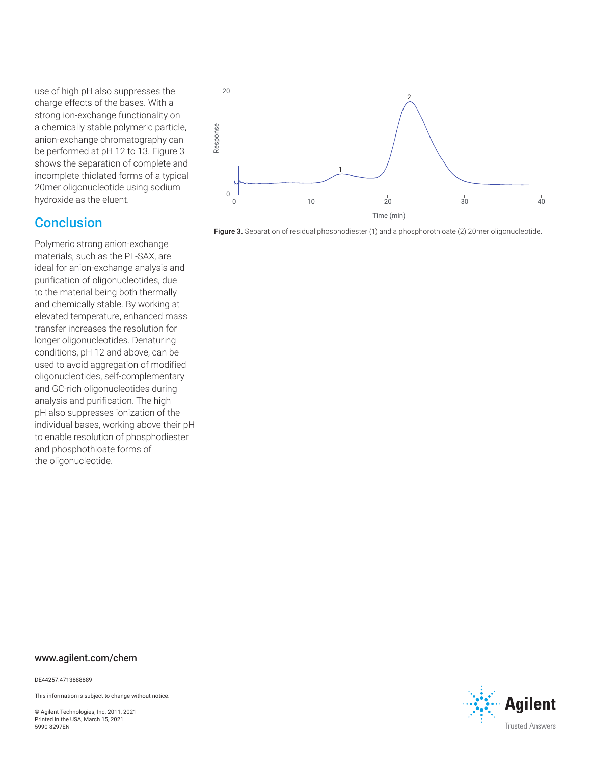use of high pH also suppresses the charge effects of the bases. With a strong ion-exchange functionality on a chemically stable polymeric particle, anion-exchange chromatography can be performed at pH 12 to 13. Figure 3 shows the separation of complete and incomplete thiolated forms of a typical 20mer oligonucleotide using sodium hydroxide as the eluent.

20
Response
0
2
1
0
10
20
30
40
Time (min)

**Figure 3.** Separation of residual phosphodiester (1) and a phosphorothioate (2) 20mer oligonucleotide.

## Conclusion

Polymeric strong anion-exchange materials, such as the PL-SAX, are ideal for anion-exchange analysis and purification of oligonucleotides, due to the material being both thermally and chemically stable. By working at elevated temperature, enhanced mass transfer increases the resolution for longer oligonucleotides. Denaturing conditions, pH 12 and above, can be used to avoid aggregation of modified oligonucleotides, self-complementary and GC-rich oligonucleotides during analysis and purification. The high pH also suppresses ionization of the individual bases, working above their pH to enable resolution of phosphodiester and phosphothioate forms of the oligonucleotide.

**www.agilent.com/chem**

DE44257.4713888889

This information is subject to change without notice.

© Agilent Technologies, Inc. 2011, 2021
Printed in the USA, March 15, 2021
5990-8297EN